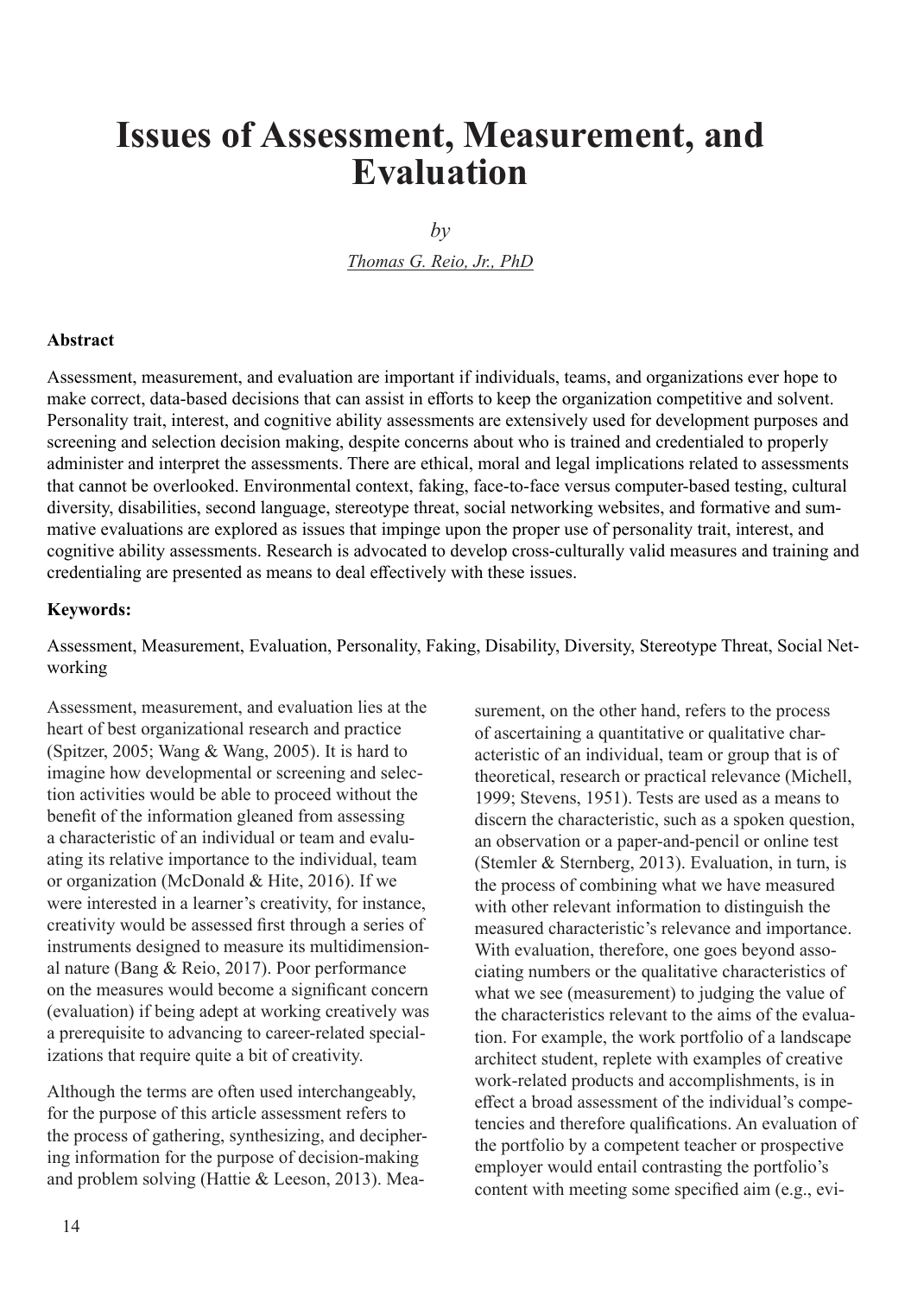# Issues of Assessment, Measurement, and Evaluation

*by*

*Thomas G. Reio, Jr., PhD*

### Abstract

Assessment, measurement, and evaluation are important if individuals, teams, and organizations ever hope to make correct, data-based decisions that can assist in efforts to keep the organization competitive and solvent. Personality trait, interest, and cognitive ability assessments are extensively used for development purposes and screening and selection decision making, despite concerns about who is trained and credentialed to properly administer and interpret the assessments. There are ethical, moral and legal implications related to assessments that cannot be overlooked. Environmental context, faking, face-to-face versus computer-based testing, cultural diversity, disabilities, second language, stereotype threat, social networking websites, and formative and summative evaluations are explored as issues that impinge upon the proper use of personality trait, interest, and cognitive ability assessments. Research is advocated to develop cross-culturally valid measures and training and credentialing are presented as means to deal effectively with these issues.

### Keywords:

Assessment, Measurement, Evaluation, Personality, Faking, Disability, Diversity, Stereotype Threat, Social Networking

Assessment, measurement, and evaluation lies at the heart of best organizational research and practice (Spitzer, 2005; Wang & Wang, 2005). It is hard to imagine how developmental or screening and selection activities would be able to proceed without the benefit of the information gleaned from assessing a characteristic of an individual or team and evaluating its relative importance to the individual, team or organization (McDonald & Hite, 2016). If we were interested in a learner's creativity, for instance, creativity would be assessed first through a series of instruments designed to measure its multidimensional nature (Bang & Reio, 2017). Poor performance on the measures would become a significant concern (evaluation) if being adept at working creatively was a prerequisite to advancing to career-related specializations that require quite a bit of creativity.

Although the terms are often used interchangeably, for the purpose of this article assessment refers to the process of gathering, synthesizing, and deciphering information for the purpose of decision-making and problem solving (Hattie & Leeson, 2013). Measurement, on the other hand, refers to the process of ascertaining a quantitative or qualitative characteristic of an individual, team or group that is of theoretical, research or practical relevance (Michell, 1999; Stevens, 1951). Tests are used as a means to discern the characteristic, such as a spoken question, an observation or a paper-and-pencil or online test (Stemler & Sternberg, 2013). Evaluation, in turn, is the process of combining what we have measured with other relevant information to distinguish the measured characteristic's relevance and importance. With evaluation, therefore, one goes beyond associating numbers or the qualitative characteristics of what we see (measurement) to judging the value of the characteristics relevant to the aims of the evaluation. For example, the work portfolio of a landscape architect student, replete with examples of creative work-related products and accomplishments, is in effect a broad assessment of the individual's competencies and therefore qualifications. An evaluation of the portfolio by a competent teacher or prospective employer would entail contrasting the portfolio's content with meeting some specified aim (e.g., evi-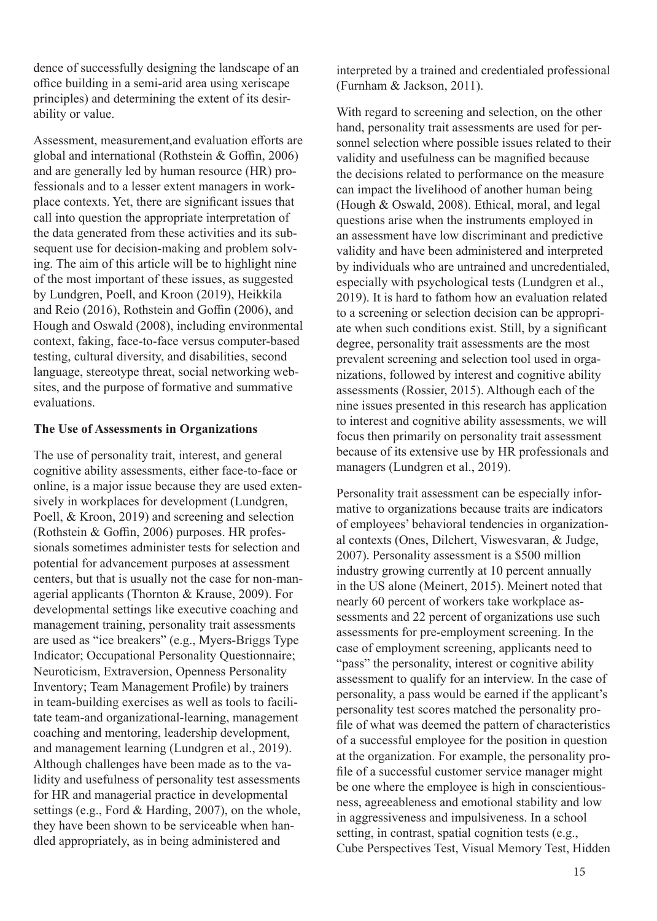dence of successfully designing the landscape of an office building in a semi-arid area using xeriscape principles) and determining the extent of its desirability or value.

Assessment, measurement,and evaluation efforts are global and international (Rothstein & Goffin, 2006) and are generally led by human resource (HR) professionals and to a lesser extent managers in workplace contexts. Yet, there are significant issues that call into question the appropriate interpretation of the data generated from these activities and its subsequent use for decision-making and problem solving. The aim of this article will be to highlight nine of the most important of these issues, as suggested by Lundgren, Poell, and Kroon (2019), Heikkila and Reio (2016), Rothstein and Goffin (2006), and Hough and Oswald (2008), including environmental context, faking, face-to-face versus computer-based testing, cultural diversity, and disabilities, second language, stereotype threat, social networking websites, and the purpose of formative and summative evaluations.

**The Use of Assessments in Organizations**

The use of personality trait, interest, and general cognitive ability assessments, either face-to-face or online, is a major issue because they are used extensively in workplaces for development (Lundgren, Poell, & Kroon, 2019) and screening and selection (Rothstein & Goffin, 2006) purposes. HR professionals sometimes administer tests for selection and potential for advancement purposes at assessment centers, but that is usually not the case for non-managerial applicants (Thornton & Krause, 2009). For developmental settings like executive coaching and management training, personality trait assessments are used as "ice breakers" (e.g., Myers-Briggs Type Indicator; Occupational Personality Questionnaire; Neuroticism, Extraversion, Openness Personality Inventory; Team Management Profile) by trainers in team-building exercises as well as tools to facilitate team-and organizational-learning, management coaching and mentoring, leadership development, and management learning (Lundgren et al., 2019). Although challenges have been made as to the validity and usefulness of personality test assessments for HR and managerial practice in developmental settings (e.g., Ford & Harding, 2007), on the whole, they have been shown to be serviceable when handled appropriately, as in being administered and interpreted by a trained and credentialed professional (Furnham & Jackson, 2011).

With regard to screening and selection, on the other hand, personality trait assessments are used for personnel selection where possible issues related to their validity and usefulness can be magnified because the decisions related to performance on the measure can impact the livelihood of another human being (Hough & Oswald, 2008). Ethical, moral, and legal questions arise when the instruments employed in an assessment have low discriminant and predictive validity and have been administered and interpreted by individuals who are untrained and uncredentialed, especially with psychological tests (Lundgren et al., 2019). It is hard to fathom how an evaluation related to a screening or selection decision can be appropriate when such conditions exist. Still, by a significant degree, personality trait assessments are the most prevalent screening and selection tool used in organizations, followed by interest and cognitive ability assessments (Rossier, 2015). Although each of the nine issues presented in this research has application to interest and cognitive ability assessments, we will focus then primarily on personality trait assessment because of its extensive use by HR professionals and managers (Lundgren et al., 2019).

Personality trait assessment can be especially informative to organizations because traits are indicators of employees' behavioral tendencies in organizational contexts (Ones, Dilchert, Viswesvaran, & Judge, 2007). Personality assessment is a \$500 million industry growing currently at 10 percent annually in the US alone (Meinert, 2015). Meinert noted that nearly 60 percent of workers take workplace assessments and 22 percent of organizations use such assessments for pre-employment screening. In the case of employment screening, applicants need to "pass" the personality, interest or cognitive ability assessment to qualify for an interview. In the case of personality, a pass would be earned if the applicant's personality test scores matched the personality profile of what was deemed the pattern of characteristics of a successful employee for the position in question at the organization. For example, the personality profile of a successful customer service manager might be one where the employee is high in conscientiousness, agreeableness and emotional stability and low in aggressiveness and impulsiveness. In a school setting, in contrast, spatial cognition tests (e.g., Cube Perspectives Test, Visual Memory Test, Hidden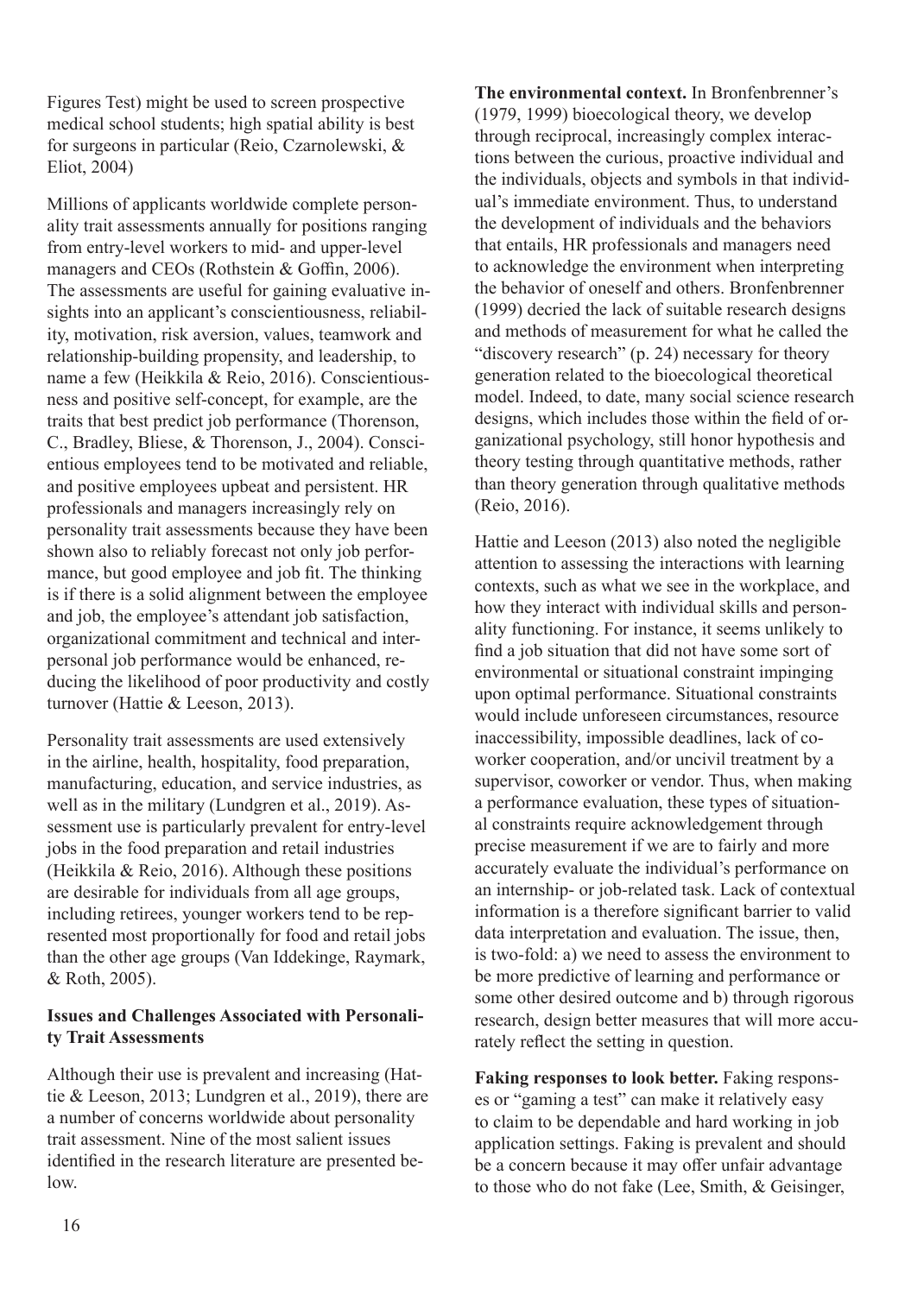Figures Test) might be used to screen prospective medical school students; high spatial ability is best for surgeons in particular (Reio, Czarnolewski, & Eliot, 2004)

Millions of applicants worldwide complete personality trait assessments annually for positions ranging from entry-level workers to mid- and upper-level managers and CEOs (Rothstein & Goffin, 2006). The assessments are useful for gaining evaluative insights into an applicant's conscientiousness, reliability, motivation, risk aversion, values, teamwork and relationship-building propensity, and leadership, to name a few (Heikkila & Reio, 2016). Conscientiousness and positive self-concept, for example, are the traits that best predict job performance (Thorenson, C., Bradley, Bliese, & Thorenson, J., 2004). Conscientious employees tend to be motivated and reliable, and positive employees upbeat and persistent. HR professionals and managers increasingly rely on personality trait assessments because they have been shown also to reliably forecast not only job performance, but good employee and job fit. The thinking is if there is a solid alignment between the employee and job, the employee's attendant job satisfaction, organizational commitment and technical and interpersonal job performance would be enhanced, reducing the likelihood of poor productivity and costly turnover (Hattie & Leeson, 2013).

Personality trait assessments are used extensively in the airline, health, hospitality, food preparation, manufacturing, education, and service industries, as well as in the military (Lundgren et al., 2019). Assessment use is particularly prevalent for entry-level jobs in the food preparation and retail industries (Heikkila & Reio, 2016). Although these positions are desirable for individuals from all age groups, including retirees, younger workers tend to be represented most proportionally for food and retail jobs than the other age groups (Van Iddekinge, Raymark, & Roth, 2005).

### Issues and Challenges Associated with Personality Trait Assessments

Although their use is prevalent and increasing (Hattie & Leeson, 2013; Lundgren et al., 2019), there are a number of concerns worldwide about personality trait assessment. Nine of the most salient issues identified in the research literature are presented below.

**The environmental context.** In Bronfenbrenner's (1979, 1999) bioecological theory, we develop through reciprocal, increasingly complex interactions between the curious, proactive individual and the individuals, objects and symbols in that individual's immediate environment. Thus, to understand the development of individuals and the behaviors that entails, HR professionals and managers need to acknowledge the environment when interpreting the behavior of oneself and others. Bronfenbrenner (1999) decried the lack of suitable research designs and methods of measurement for what he called the "discovery research" (p. 24) necessary for theory generation related to the bioecological theoretical model. Indeed, to date, many social science research designs, which includes those within the field of organizational psychology, still honor hypothesis and theory testing through quantitative methods, rather than theory generation through qualitative methods (Reio, 2016).

Hattie and Leeson (2013) also noted the negligible attention to assessing the interactions with learning contexts, such as what we see in the workplace, and how they interact with individual skills and personality functioning. For instance, it seems unlikely to find a job situation that did not have some sort of environmental or situational constraint impinging upon optimal performance. Situational constraints would include unforeseen circumstances, resource inaccessibility, impossible deadlines, lack of coworker cooperation, and/or uncivil treatment by a supervisor, coworker or vendor. Thus, when making a performance evaluation, these types of situational constraints require acknowledgement through precise measurement if we are to fairly and more accurately evaluate the individual's performance on an internship- or job-related task. Lack of contextual information is a therefore significant barrier to valid data interpretation and evaluation. The issue, then, is two-fold: a) we need to assess the environment to be more predictive of learning and performance or some other desired outcome and b) through rigorous research, design better measures that will more accurately reflect the setting in question.

**Faking responses to look better.** Faking responses or "gaming a test" can make it relatively easy to claim to be dependable and hard working in job application settings. Faking is prevalent and should be a concern because it may offer unfair advantage to those who do not fake (Lee, Smith, & Geisinger,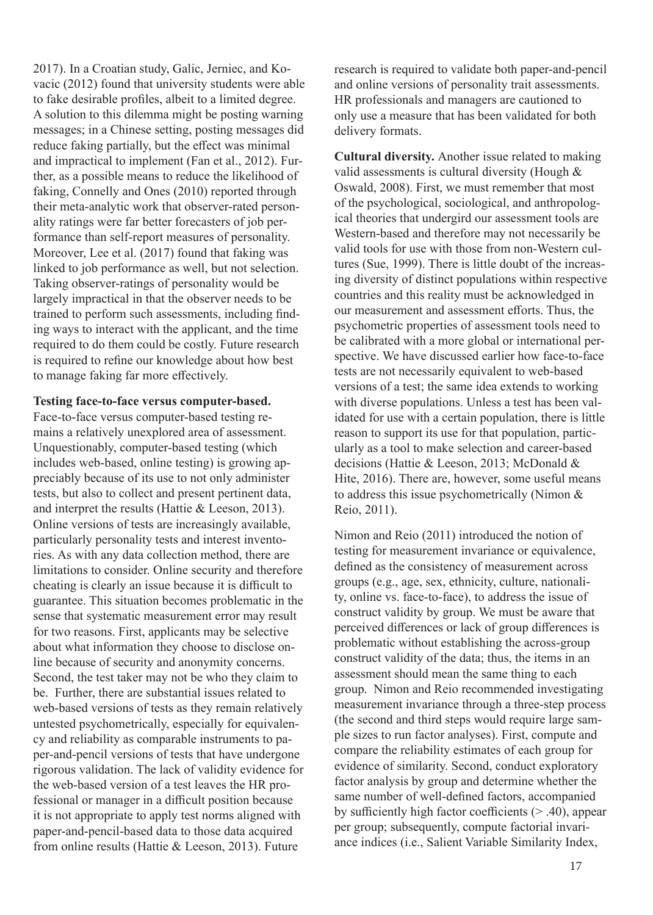2017). In a Croatian study, Galic, Jerniec, and Kovacic (2012) found that university students were able to fake desirable profiles, albeit to a limited degree. A solution to this dilemma might be posting warning messages; in a Chinese setting, posting messages did reduce faking partially, but the effect was minimal and impractical to implement (Fan et al., 2012). Further, as a possible means to reduce the likelihood of faking, Connelly and Ones (2010) reported through their meta-analytic work that observer-rated personality ratings were far better forecasters of job performance than self-report measures of personality. Moreover, Lee et al. (2017) found that faking was linked to job performance as well, but not selection. Taking observer-ratings of personality would be largely impractical in that the observer needs to be trained to perform such assessments, including finding ways to interact with the applicant, and the time required to do them could be costly. Future research is required to refine our knowledge about how best to manage faking far more effectively.

**Testing face-to-face versus computer-based.** Face-to-face versus computer-based testing remains a relatively unexplored area of assessment. Unquestionably, computer-based testing (which includes web-based, online testing) is growing appreciably because of its use to not only administer tests, but also to collect and present pertinent data, and interpret the results (Hattie & Leeson, 2013). Online versions of tests are increasingly available, particularly personality tests and interest inventories. As with any data collection method, there are limitations to consider. Online security and therefore cheating is clearly an issue because it is difficult to guarantee. This situation becomes problematic in the sense that systematic measurement error may result for two reasons. First, applicants may be selective about what information they choose to disclose online because of security and anonymity concerns. Second, the test taker may not be who they claim to be. Further, there are substantial issues related to web-based versions of tests as they remain relatively untested psychometrically, especially for equivalency and reliability as comparable instruments to paper-and-pencil versions of tests that have undergone rigorous validation. The lack of validity evidence for the web-based version of a test leaves the HR professional or manager in a difficult position because it is not appropriate to apply test norms aligned with paper-and-pencil-based data to those data acquired from online results (Hattie & Leeson, 2013). Future research is required to validate both paper-and-pencil and online versions of personality trait assessments. HR professionals and managers are cautioned to only use a measure that has been validated for both delivery formats.

**Cultural diversity.** Another issue related to making valid assessments is cultural diversity (Hough & Oswald, 2008). First, we must remember that most of the psychological, sociological, and anthropological theories that undergird our assessment tools are Western-based and therefore may not necessarily be valid tools for use with those from non-Western cultures (Sue, 1999). There is little doubt of the increasing diversity of distinct populations within respective countries and this reality must be acknowledged in our measurement and assessment efforts. Thus, the psychometric properties of assessment tools need to be calibrated with a more global or international perspective. We have discussed earlier how face-to-face tests are not necessarily equivalent to web-based versions of a test; the same idea extends to working with diverse populations. Unless a test has been validated for use with a certain population, there is little reason to support its use for that population, particularly as a tool to make selection and career-based decisions (Hattie & Leeson, 2013; McDonald & Hite, 2016). There are, however, some useful means to address this issue psychometrically (Nimon & Reio, 2011).

Nimon and Reio (2011) introduced the notion of testing for measurement invariance or equivalence, defined as the consistency of measurement across groups (e.g., age, sex, ethnicity, culture, nationality, online vs. face-to-face), to address the issue of construct validity by group. We must be aware that perceived differences or lack of group differences is problematic without establishing the across-group construct validity of the data; thus, the items in an assessment should mean the same thing to each group. Nimon and Reio recommended investigating measurement invariance through a three-step process (the second and third steps would require large sample sizes to run factor analyses). First, compute and compare the reliability estimates of each group for evidence of similarity. Second, conduct exploratory factor analysis by group and determine whether the same number of well-defined factors, accompanied by sufficiently high factor coefficients (> .40), appear per group; subsequently, compute factorial invariance indices (i.e., Salient Variable Similarity Index,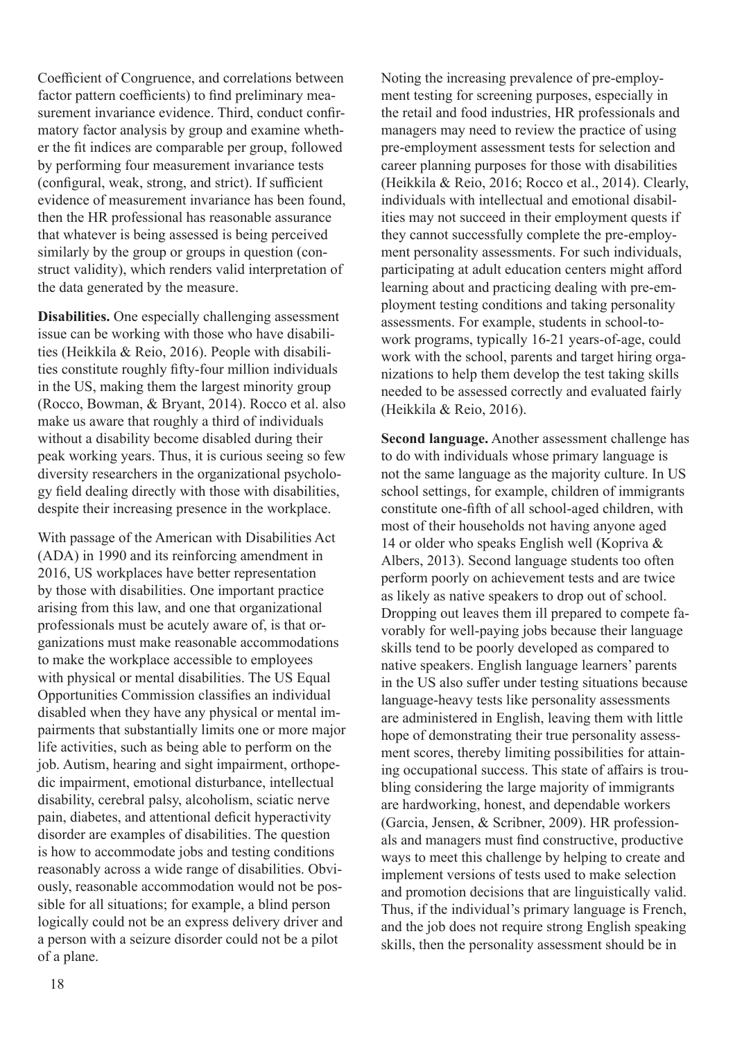Coefficient of Congruence, and correlations between factor pattern coefficients) to find preliminary measurement invariance evidence. Third, conduct confirmatory factor analysis by group and examine whether the fit indices are comparable per group, followed by performing four measurement invariance tests (configural, weak, strong, and strict). If sufficient evidence of measurement invariance has been found, then the HR professional has reasonable assurance that whatever is being assessed is being perceived similarly by the group or groups in question (construct validity), which renders valid interpretation of the data generated by the measure.

**Disabilities.** One especially challenging assessment issue can be working with those who have disabilities (Heikkila & Reio, 2016). People with disabilities constitute roughly fifty-four million individuals in the US, making them the largest minority group (Rocco, Bowman, & Bryant, 2014). Rocco et al. also make us aware that roughly a third of individuals without a disability become disabled during their peak working years. Thus, it is curious seeing so few diversity researchers in the organizational psychology field dealing directly with those with disabilities, despite their increasing presence in the workplace.

With passage of the American with Disabilities Act (ADA) in 1990 and its reinforcing amendment in 2016, US workplaces have better representation by those with disabilities. One important practice arising from this law, and one that organizational professionals must be acutely aware of, is that organizations must make reasonable accommodations to make the workplace accessible to employees with physical or mental disabilities. The US Equal Opportunities Commission classifies an individual disabled when they have any physical or mental impairments that substantially limits one or more major life activities, such as being able to perform on the job. Autism, hearing and sight impairment, orthopedic impairment, emotional disturbance, intellectual disability, cerebral palsy, alcoholism, sciatic nerve pain, diabetes, and attentional deficit hyperactivity disorder are examples of disabilities. The question is how to accommodate jobs and testing conditions reasonably across a wide range of disabilities. Obviously, reasonable accommodation would not be possible for all situations; for example, a blind person logically could not be an express delivery driver and a person with a seizure disorder could not be a pilot of a plane.

Noting the increasing prevalence of pre-employment testing for screening purposes, especially in the retail and food industries, HR professionals and managers may need to review the practice of using pre-employment assessment tests for selection and career planning purposes for those with disabilities (Heikkila & Reio, 2016; Rocco et al., 2014). Clearly, individuals with intellectual and emotional disabilities may not succeed in their employment quests if they cannot successfully complete the pre-employment personality assessments. For such individuals, participating at adult education centers might afford learning about and practicing dealing with pre-employment testing conditions and taking personality assessments. For example, students in school-to-work programs, typically 16-21 years-of-age, could work with the school, parents and target hiring organizations to help them develop the test taking skills needed to be assessed correctly and evaluated fairly (Heikkila & Reio, 2016).

**Second language.** Another assessment challenge has to do with individuals whose primary language is not the same language as the majority culture. In US school settings, for example, children of immigrants constitute one-fifth of all school-aged children, with most of their households not having anyone aged 14 or older who speaks English well (Kopriva & Albers, 2013). Second language students too often perform poorly on achievement tests and are twice as likely as native speakers to drop out of school. Dropping out leaves them ill prepared to compete favorably for well-paying jobs because their language skills tend to be poorly developed as compared to native speakers. English language learners' parents in the US also suffer under testing situations because language-heavy tests like personality assessments are administered in English, leaving them with little hope of demonstrating their true personality assessment scores, thereby limiting possibilities for attaining occupational success. This state of affairs is troubling considering the large majority of immigrants are hardworking, honest, and dependable workers (Garcia, Jensen, & Scribner, 2009). HR professionals and managers must find constructive, productive ways to meet this challenge by helping to create and implement versions of tests used to make selection and promotion decisions that are linguistically valid. Thus, if the individual's primary language is French, and the job does not require strong English speaking skills, then the personality assessment should be in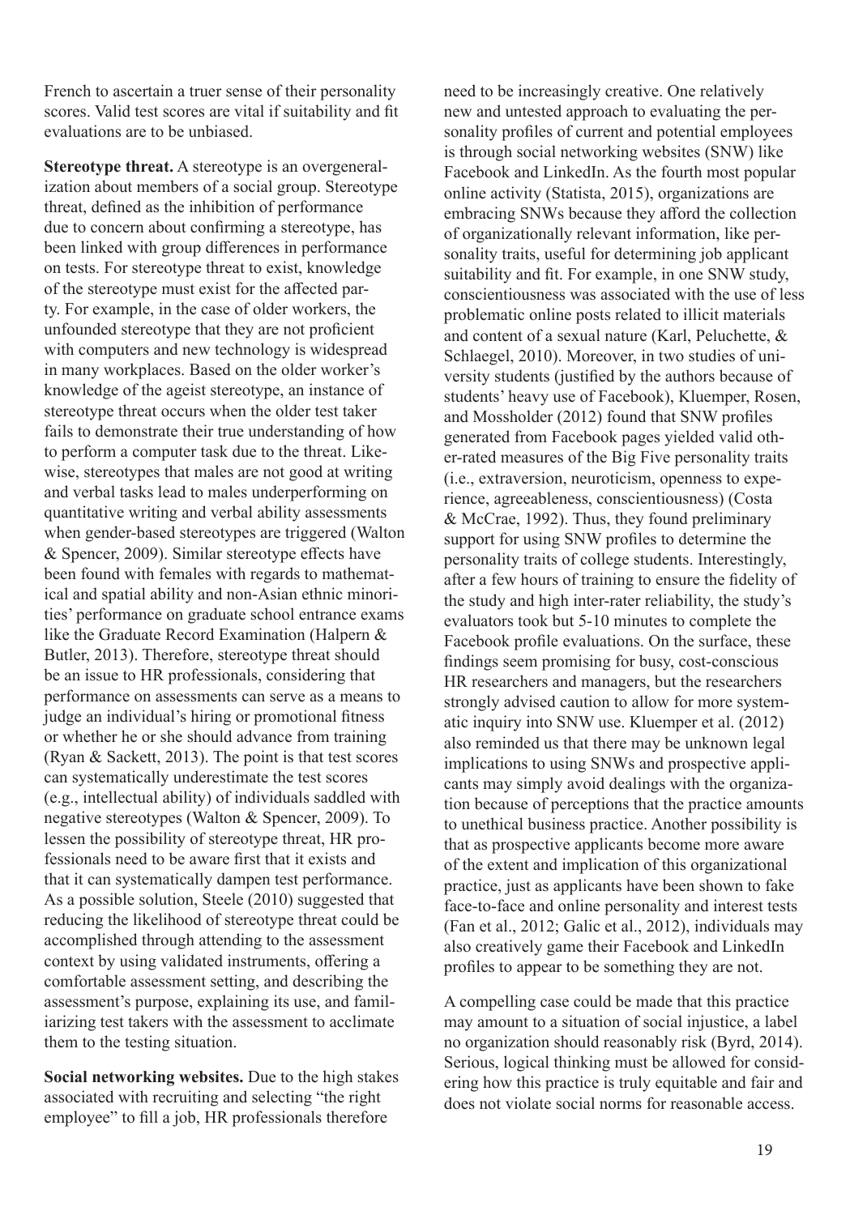French to ascertain a truer sense of their personality scores. Valid test scores are vital if suitability and fit evaluations are to be unbiased.

**Stereotype threat.** A stereotype is an overgeneralization about members of a social group. Stereotype threat, defined as the inhibition of performance due to concern about confirming a stereotype, has been linked with group differences in performance on tests. For stereotype threat to exist, knowledge of the stereotype must exist for the affected party. For example, in the case of older workers, the unfounded stereotype that they are not proficient with computers and new technology is widespread in many workplaces. Based on the older worker's knowledge of the ageist stereotype, an instance of stereotype threat occurs when the older test taker fails to demonstrate their true understanding of how to perform a computer task due to the threat. Likewise, stereotypes that males are not good at writing and verbal tasks lead to males underperforming on quantitative writing and verbal ability assessments when gender-based stereotypes are triggered (Walton & Spencer, 2009). Similar stereotype effects have been found with females with regards to mathematical and spatial ability and non-Asian ethnic minorities' performance on graduate school entrance exams like the Graduate Record Examination (Halpern & Butler, 2013). Therefore, stereotype threat should be an issue to HR professionals, considering that performance on assessments can serve as a means to judge an individual's hiring or promotional fitness or whether he or she should advance from training (Ryan & Sackett, 2013). The point is that test scores can systematically underestimate the test scores (e.g., intellectual ability) of individuals saddled with negative stereotypes (Walton & Spencer, 2009). To lessen the possibility of stereotype threat, HR professionals need to be aware first that it exists and that it can systematically dampen test performance. As a possible solution, Steele (2010) suggested that reducing the likelihood of stereotype threat could be accomplished through attending to the assessment context by using validated instruments, offering a comfortable assessment setting, and describing the assessment's purpose, explaining its use, and familiarizing test takers with the assessment to acclimate them to the testing situation.

**Social networking websites.** Due to the high stakes associated with recruiting and selecting "the right employee" to fill a job, HR professionals therefore need to be increasingly creative. One relatively new and untested approach to evaluating the personality profiles of current and potential employees is through social networking websites (SNW) like Facebook and LinkedIn. As the fourth most popular online activity (Statista, 2015), organizations are embracing SNWs because they afford the collection of organizationally relevant information, like personality traits, useful for determining job applicant suitability and fit. For example, in one SNW study, conscientiousness was associated with the use of less problematic online posts related to illicit materials and content of a sexual nature (Karl, Peluchette, & Schlaegel, 2010). Moreover, in two studies of university students (justified by the authors because of students' heavy use of Facebook), Kluemper, Rosen, and Mossholder (2012) found that SNW profiles generated from Facebook pages yielded valid other-rated measures of the Big Five personality traits (i.e., extraversion, neuroticism, openness to experience, agreeableness, conscientiousness) (Costa & McCrae, 1992). Thus, they found preliminary support for using SNW profiles to determine the personality traits of college students. Interestingly, after a few hours of training to ensure the fidelity of the study and high inter-rater reliability, the study's evaluators took but 5-10 minutes to complete the Facebook profile evaluations. On the surface, these findings seem promising for busy, cost-conscious HR researchers and managers, but the researchers strongly advised caution to allow for more systematic inquiry into SNW use. Kluemper et al. (2012) also reminded us that there may be unknown legal implications to using SNWs and prospective applicants may simply avoid dealings with the organization because of perceptions that the practice amounts to unethical business practice. Another possibility is that as prospective applicants become more aware of the extent and implication of this organizational practice, just as applicants have been shown to fake face-to-face and online personality and interest tests (Fan et al., 2012; Galic et al., 2012), individuals may also creatively game their Facebook and LinkedIn profiles to appear to be something they are not.

A compelling case could be made that this practice may amount to a situation of social injustice, a label no organization should reasonably risk (Byrd, 2014). Serious, logical thinking must be allowed for considering how this practice is truly equitable and fair and does not violate social norms for reasonable access.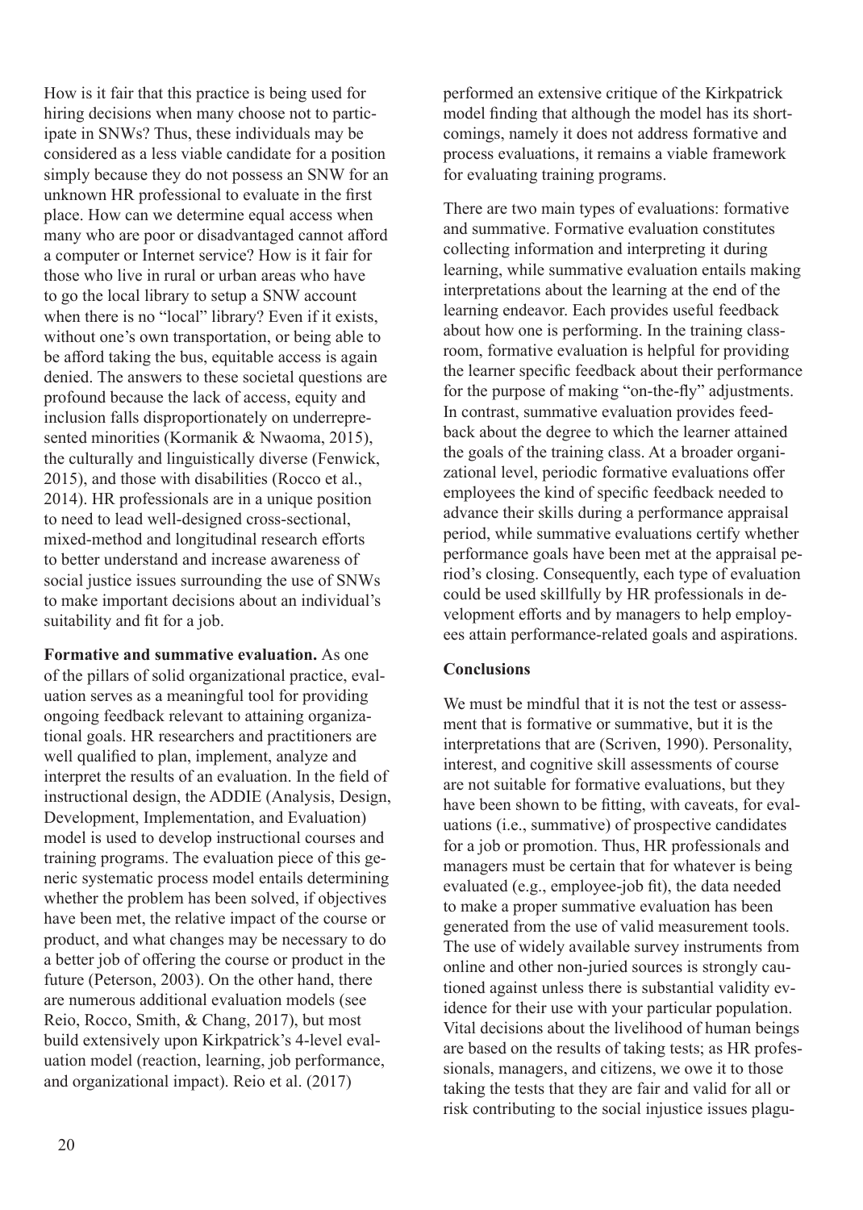How is it fair that this practice is being used for hiring decisions when many choose not to participate in SNWs? Thus, these individuals may be considered as a less viable candidate for a position simply because they do not possess an SNW for an unknown HR professional to evaluate in the first place. How can we determine equal access when many who are poor or disadvantaged cannot afford a computer or Internet service? How is it fair for those who live in rural or urban areas who have to go the local library to setup a SNW account when there is no "local" library? Even if it exists, without one's own transportation, or being able to be afford taking the bus, equitable access is again denied. The answers to these societal questions are profound because the lack of access, equity and inclusion falls disproportionately on underrepresented minorities (Kormanik & Nwaoma, 2015), the culturally and linguistically diverse (Fenwick, 2015), and those with disabilities (Rocco et al., 2014). HR professionals are in a unique position to need to lead well-designed cross-sectional, mixed-method and longitudinal research efforts to better understand and increase awareness of social justice issues surrounding the use of SNWs to make important decisions about an individual's suitability and fit for a job.

**Formative and summative evaluation.** As one of the pillars of solid organizational practice, evaluation serves as a meaningful tool for providing ongoing feedback relevant to attaining organizational goals. HR researchers and practitioners are well qualified to plan, implement, analyze and interpret the results of an evaluation. In the field of instructional design, the ADDIE (Analysis, Design, Development, Implementation, and Evaluation) model is used to develop instructional courses and training programs. The evaluation piece of this generic systematic process model entails determining whether the problem has been solved, if objectives have been met, the relative impact of the course or product, and what changes may be necessary to do a better job of offering the course or product in the future (Peterson, 2003). On the other hand, there are numerous additional evaluation models (see Reio, Rocco, Smith, & Chang, 2017), but most build extensively upon Kirkpatrick's 4-level evaluation model (reaction, learning, job performance, and organizational impact). Reio et al. (2017) performed an extensive critique of the Kirkpatrick model finding that although the model has its shortcomings, namely it does not address formative and process evaluations, it remains a viable framework for evaluating training programs.

There are two main types of evaluations: formative and summative. Formative evaluation constitutes collecting information and interpreting it during learning, while summative evaluation entails making interpretations about the learning at the end of the learning endeavor. Each provides useful feedback about how one is performing. In the training classroom, formative evaluation is helpful for providing the learner specific feedback about their performance for the purpose of making "on-the-fly" adjustments. In contrast, summative evaluation provides feedback about the degree to which the learner attained the goals of the training class. At a broader organizational level, periodic formative evaluations offer employees the kind of specific feedback needed to advance their skills during a performance appraisal period, while summative evaluations certify whether performance goals have been met at the appraisal period's closing. Consequently, each type of evaluation could be used skillfully by HR professionals in development efforts and by managers to help employees attain performance-related goals and aspirations.

## Conclusions

We must be mindful that it is not the test or assessment that is formative or summative, but it is the interpretations that are (Scriven, 1990). Personality, interest, and cognitive skill assessments of course are not suitable for formative evaluations, but they have been shown to be fitting, with caveats, for evaluations (i.e., summative) of prospective candidates for a job or promotion. Thus, HR professionals and managers must be certain that for whatever is being evaluated (e.g., employee-job fit), the data needed to make a proper summative evaluation has been generated from the use of valid measurement tools. The use of widely available survey instruments from online and other non-juried sources is strongly cautioned against unless there is substantial validity evidence for their use with your particular population. Vital decisions about the livelihood of human beings are based on the results of taking tests; as HR professionals, managers, and citizens, we owe it to those taking the tests that they are fair and valid for all or risk contributing to the social injustice issues plagu-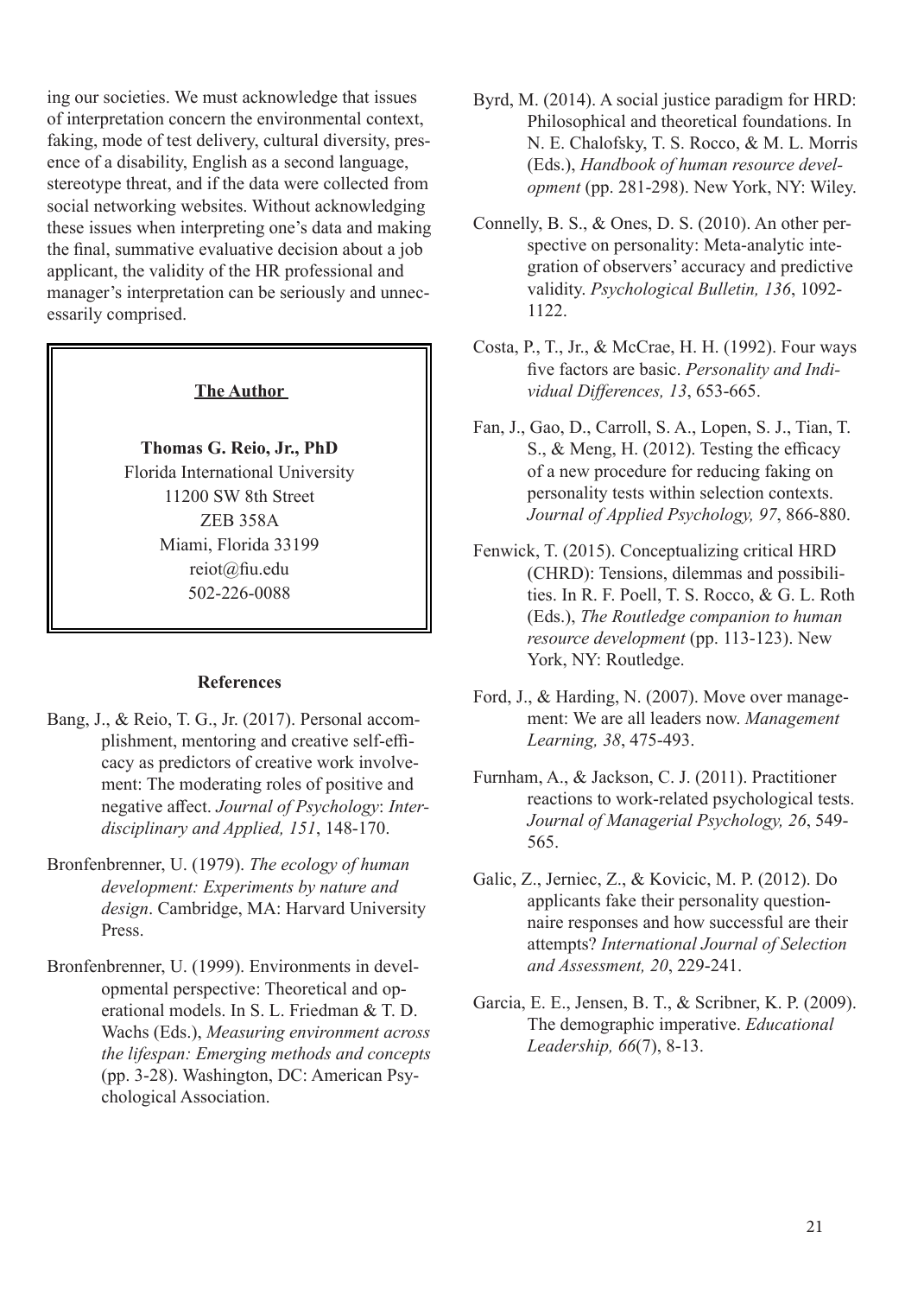ing our societies. We must acknowledge that issues of interpretation concern the environmental context, faking, mode of test delivery, cultural diversity, presence of a disability, English as a second language, stereotype threat, and if the data were collected from social networking websites. Without acknowledging these issues when interpreting one's data and making the final, summative evaluative decision about a job applicant, the validity of the HR professional and manager's interpretation can be seriously and unnecessarily comprised.

**The Author**

**Thomas G. Reio, Jr., PhD**
Florida International University
11200 SW 8th Street
ZEB 358A
Miami, Florida 33199
reiot@fiu.edu
502-226-0088

## References

Bang, J., & Reio, T. G., Jr. (2017). Personal accomplishment, mentoring and creative self-efficacy as predictors of creative work involvement: The moderating roles of positive and negative affect. *Journal of Psychology*: *Interdisciplinary and Applied, 151*, 148-170.

Bronfenbrenner, U. (1979). *The ecology of human development: Experiments by nature and design*. Cambridge, MA: Harvard University Press.

Bronfenbrenner, U. (1999). Environments in developmental perspective: Theoretical and operational models. In S. L. Friedman & T. D. Wachs (Eds.), *Measuring environment across the lifespan: Emerging methods and concepts* (pp. 3-28). Washington, DC: American Psychological Association.

Byrd, M. (2014). A social justice paradigm for HRD: Philosophical and theoretical foundations. In N. E. Chalofsky, T. S. Rocco, & M. L. Morris (Eds.), *Handbook of human resource development* (pp. 281-298). New York, NY: Wiley.

Connelly, B. S., & Ones, D. S. (2010). An other perspective on personality: Meta-analytic integration of observers' accuracy and predictive validity. *Psychological Bulletin, 136*, 1092-1122.

Costa, P., T., Jr., & McCrae, H. H. (1992). Four ways five factors are basic. *Personality and Individual Differences, 13*, 653-665.

Fan, J., Gao, D., Carroll, S. A., Lopen, S. J., Tian, T. S., & Meng, H. (2012). Testing the efficacy of a new procedure for reducing faking on personality tests within selection contexts. *Journal of Applied Psychology, 97*, 866-880.

Fenwick, T. (2015). Conceptualizing critical HRD (CHRD): Tensions, dilemmas and possibilities. In R. F. Poell, T. S. Rocco, & G. L. Roth (Eds.), *The Routledge companion to human resource development* (pp. 113-123). New York, NY: Routledge.

Ford, J., & Harding, N. (2007). Move over management: We are all leaders now. *Management Learning, 38*, 475-493.

Furnham, A., & Jackson, C. J. (2011). Practitioner reactions to work-related psychological tests. *Journal of Managerial Psychology, 26*, 549-565.

Galic, Z., Jerniec, Z., & Kovicic, M. P. (2012). Do applicants fake their personality questionnaire responses and how successful are their attempts? *International Journal of Selection and Assessment, 20*, 229-241.

Garcia, E. E., Jensen, B. T., & Scribner, K. P. (2009). The demographic imperative. *Educational Leadership, 66*(7), 8-13.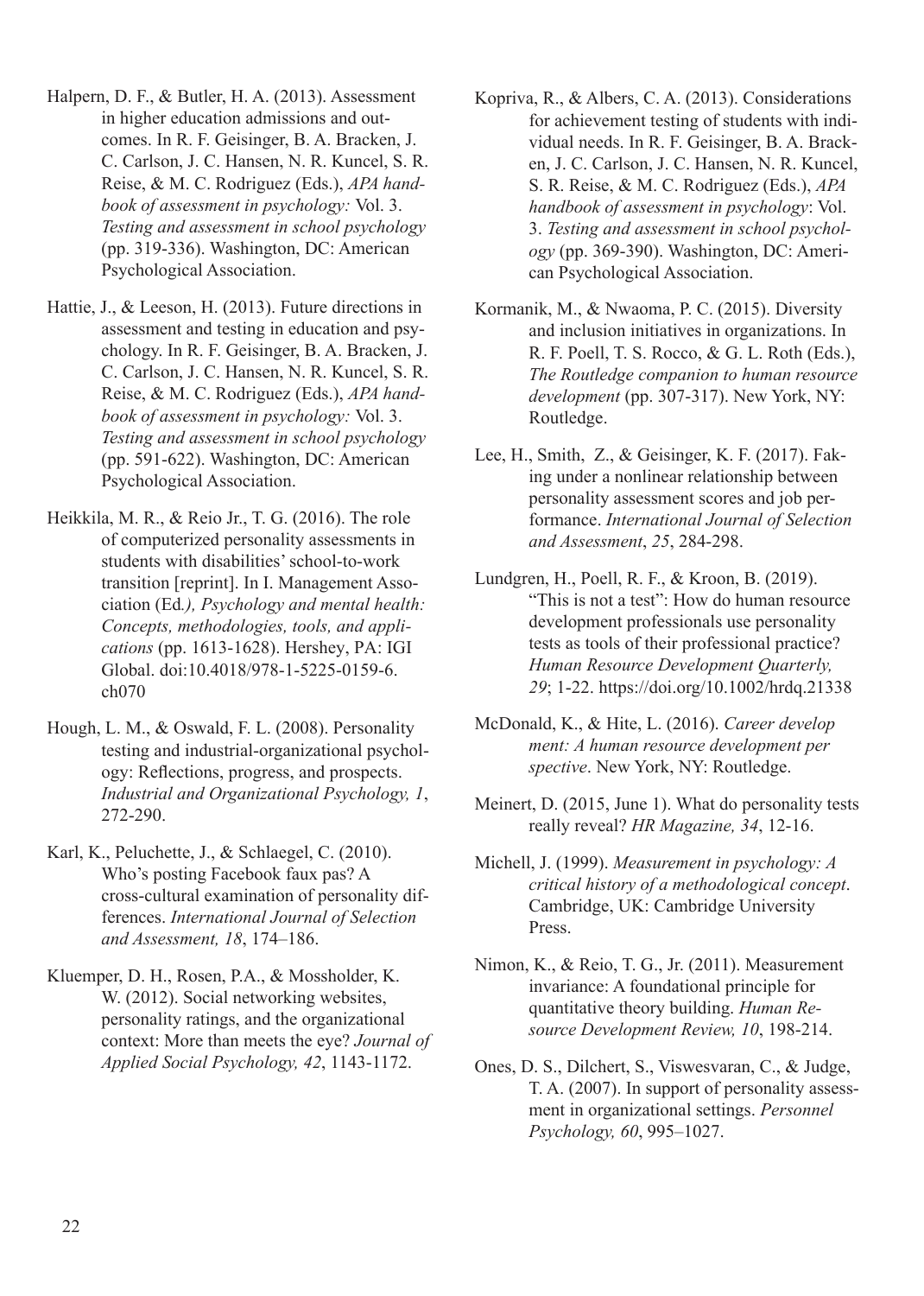Halpern, D. F., & Butler, H. A. (2013). Assessment in higher education admissions and outcomes. In R. F. Geisinger, B. A. Bracken, J. C. Carlson, J. C. Hansen, N. R. Kuncel, S. R. Reise, & M. C. Rodriguez (Eds.), *APA handbook of assessment in psychology:* Vol. 3. *Testing and assessment in school psychology* (pp. 319-336). Washington, DC: American Psychological Association.

Hattie, J., & Leeson, H. (2013). Future directions in assessment and testing in education and psychology. In R. F. Geisinger, B. A. Bracken, J. C. Carlson, J. C. Hansen, N. R. Kuncel, S. R. Reise, & M. C. Rodriguez (Eds.), *APA handbook of assessment in psychology:* Vol. 3. *Testing and assessment in school psychology* (pp. 591-622). Washington, DC: American Psychological Association.

Heikkila, M. R., & Reio Jr., T. G. (2016). The role of computerized personality assessments in students with disabilities' school-to-work transition [reprint]. In I. Management Association (Ed*.), Psychology and mental health: Concepts, methodologies, tools, and applications* (pp. 1613-1628). Hershey, PA: IGI Global. doi:10.4018/978-1-5225-0159-6.ch070

Hough, L. M., & Oswald, F. L. (2008). Personality testing and industrial-organizational psychology: Reflections, progress, and prospects. *Industrial and Organizational Psychology, 1*, 272-290.

Karl, K., Peluchette, J., & Schlaegel, C. (2010). Who's posting Facebook faux pas? A cross-cultural examination of personality differences. *International Journal of Selection and Assessment, 18*, 174–186.

Kluemper, D. H., Rosen, P.A., & Mossholder, K. W. (2012). Social networking websites, personality ratings, and the organizational context: More than meets the eye? *Journal of Applied Social Psychology, 42*, 1143-1172.

Kopriva, R., & Albers, C. A. (2013). Considerations for achievement testing of students with individual needs. In R. F. Geisinger, B. A. Bracken, J. C. Carlson, J. C. Hansen, N. R. Kuncel, S. R. Reise, & M. C. Rodriguez (Eds.), *APA handbook of assessment in psychology*: Vol. 3. *Testing and assessment in school psychology* (pp. 369-390). Washington, DC: American Psychological Association.

Kormanik, M., & Nwaoma, P. C. (2015). Diversity and inclusion initiatives in organizations. In R. F. Poell, T. S. Rocco, & G. L. Roth (Eds.), *The Routledge companion to human resource development* (pp. 307-317). New York, NY: Routledge.

Lee, H., Smith, Z., & Geisinger, K. F. (2017). Faking under a nonlinear relationship between personality assessment scores and job performance. *International Journal of Selection and Assessment*, *25*, 284-298.

Lundgren, H., Poell, R. F., & Kroon, B. (2019). "This is not a test": How do human resource development professionals use personality tests as tools of their professional practice? *Human Resource Development Quarterly, 29*; 1-22. https://doi.org/10.1002/hrdq.21338

McDonald, K., & Hite, L. (2016). *Career development: A human resource development perspective*. New York, NY: Routledge.

Meinert, D. (2015, June 1). What do personality tests really reveal? *HR Magazine, 34*, 12-16.

Michell, J. (1999). *Measurement in psychology: A critical history of a methodological concept*. Cambridge, UK: Cambridge University Press.

Nimon, K., & Reio, T. G., Jr. (2011). Measurement invariance: A foundational principle for quantitative theory building. *Human Resource Development Review, 10*, 198-214.

Ones, D. S., Dilchert, S., Viswesvaran, C., & Judge, T. A. (2007). In support of personality assessment in organizational settings. *Personnel Psychology, 60*, 995–1027.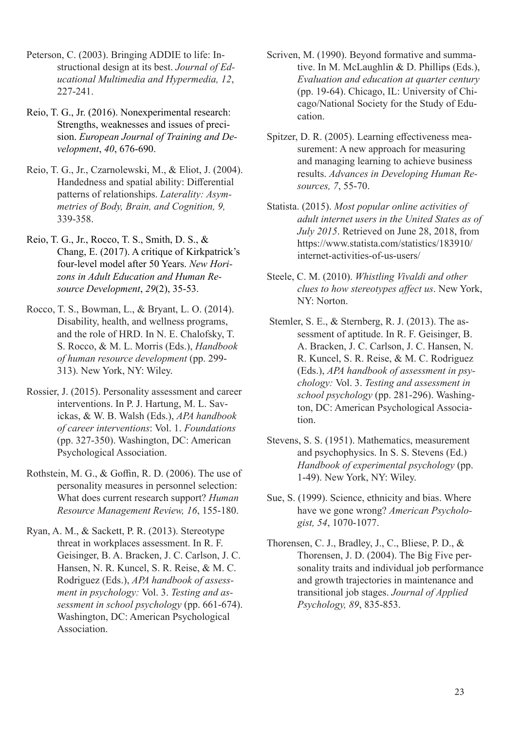Peterson, C. (2003). Bringing ADDIE to life: Instructional design at its best. *Journal of Educational Multimedia and Hypermedia, 12*, 227-241.

Reio, T. G., Jr. (2016). Nonexperimental research: Strengths, weaknesses and issues of precision. *European Journal of Training and Development*, *40*, 676-690.

Reio, T. G., Jr., Czarnolewski, M., & Eliot, J. (2004). Handedness and spatial ability: Differential patterns of relationships. *Laterality: Asymmetries of Body, Brain, and Cognition, 9,* 339-358.

Reio, T. G., Jr., Rocco, T. S., Smith, D. S., & Chang, E. (2017). A critique of Kirkpatrick's four-level model after 50 Years. *New Horizons in Adult Education and Human Resource Development*, *29*(2), 35-53.

Rocco, T. S., Bowman, L., & Bryant, L. O. (2014). Disability, health, and wellness programs, and the role of HRD. In N. E. Chalofsky, T. S. Rocco, & M. L. Morris (Eds.), *Handbook of human resource development* (pp. 299-313). New York, NY: Wiley.

Rossier, J. (2015). Personality assessment and career interventions. In P. J. Hartung, M. L. Savickas, & W. B. Walsh (Eds.), *APA handbook of career interventions*: Vol. 1. *Foundations* (pp. 327-350). Washington, DC: American Psychological Association.

Rothstein, M. G., & Goffin, R. D. (2006). The use of personality measures in personnel selection: What does current research support? *Human Resource Management Review, 16*, 155-180.

Ryan, A. M., & Sackett, P. R. (2013). Stereotype threat in workplaces assessment. In R. F. Geisinger, B. A. Bracken, J. C. Carlson, J. C. Hansen, N. R. Kuncel, S. R. Reise, & M. C. Rodriguez (Eds.), *APA handbook of assessment in psychology:* Vol. 3. *Testing and assessment in school psychology* (pp. 661-674). Washington, DC: American Psychological Association.

Scriven, M. (1990). Beyond formative and summative. In M. McLaughlin & D. Phillips (Eds.), *Evaluation and education at quarter century* (pp. 19-64). Chicago, IL: University of Chicago/National Society for the Study of Education.

Spitzer, D. R. (2005). Learning effectiveness measurement: A new approach for measuring and managing learning to achieve business results. *Advances in Developing Human Resources, 7*, 55-70.

Statista. (2015). *Most popular online activities of adult internet users in the United States as of July 2015*. Retrieved on June 28, 2018, from https://www.statista.com/statistics/183910/internet-activities-of-us-users/

Steele, C. M. (2010). *Whistling Vivaldi and other clues to how stereotypes affect us*. New York, NY: Norton.

Stemler, S. E., & Sternberg, R. J. (2013). The assessment of aptitude. In R. F. Geisinger, B. A. Bracken, J. C. Carlson, J. C. Hansen, N. R. Kuncel, S. R. Reise, & M. C. Rodriguez (Eds.), *APA handbook of assessment in psychology:* Vol. 3. *Testing and assessment in school psychology* (pp. 281-296). Washington, DC: American Psychological Association.

Stevens, S. S. (1951). Mathematics, measurement and psychophysics. In S. S. Stevens (Ed.) *Handbook of experimental psychology* (pp. 1-49). New York, NY: Wiley.

Sue, S. (1999). Science, ethnicity and bias. Where have we gone wrong? *American Psychologist, 54*, 1070-1077.

Thorensen, C. J., Bradley, J., C., Bliese, P. D., & Thorensen, J. D. (2004). The Big Five personality traits and individual job performance and growth trajectories in maintenance and transitional job stages. *Journal of Applied Psychology, 89*, 835-853.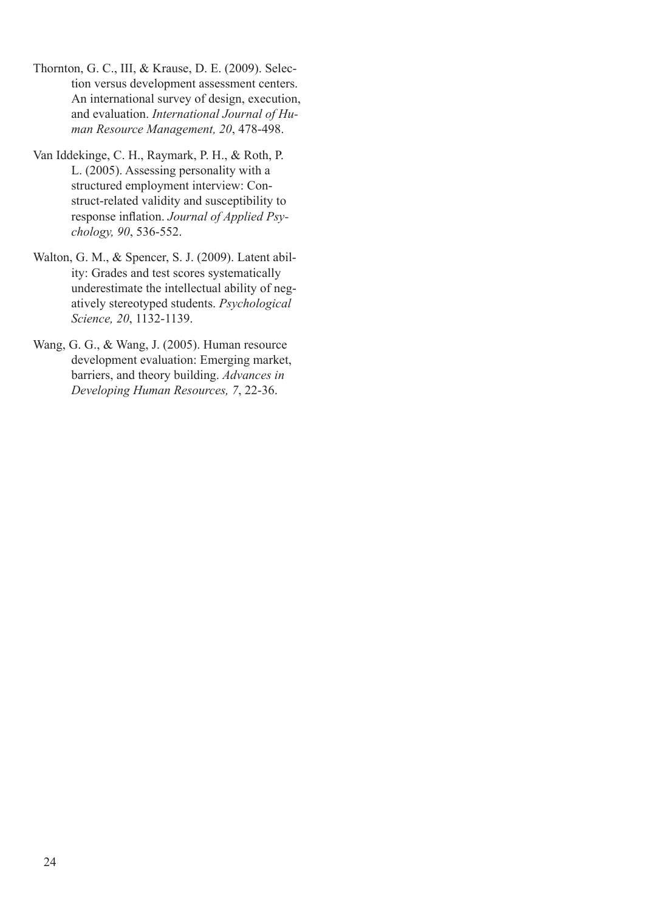Thornton, G. C., III, & Krause, D. E. (2009). Selection versus development assessment centers. An international survey of design, execution, and evaluation. *International Journal of Human Resource Management, 20*, 478-498.

Van Iddekinge, C. H., Raymark, P. H., & Roth, P. L. (2005). Assessing personality with a structured employment interview: Construct-related validity and susceptibility to response inflation. *Journal of Applied Psychology, 90*, 536-552.

Walton, G. M., & Spencer, S. J. (2009). Latent ability: Grades and test scores systematically underestimate the intellectual ability of negatively stereotyped students. *Psychological Science, 20*, 1132-1139.

Wang, G. G., & Wang, J. (2005). Human resource development evaluation: Emerging market, barriers, and theory building. *Advances in Developing Human Resources, 7*, 22-36.